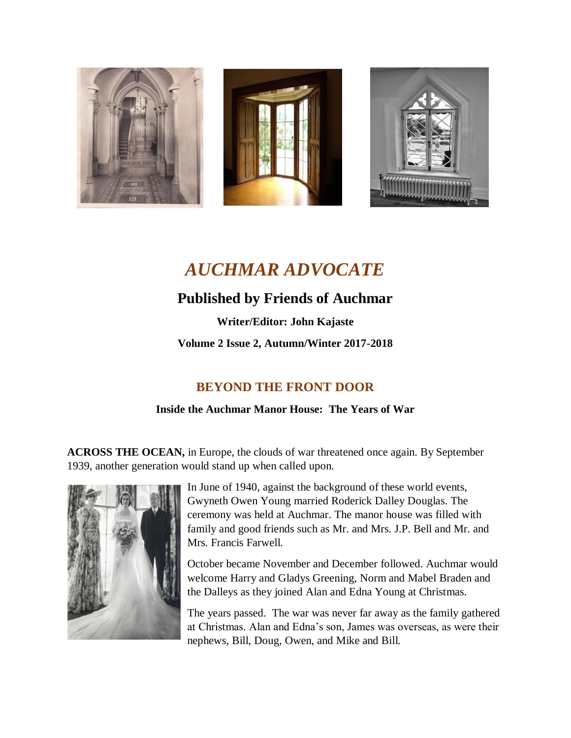# *AUCHMAR ADVOCATE*

## Published by Friends of Auchmar

**Writer/Editor: John Kajaste**

**Volume 2 Issue 2, Autumn/Winter 2017-2018**

## BEYOND THE FRONT DOOR

### Inside the Auchmar Manor House: The Years of War

**ACROSS THE OCEAN,** in Europe, the clouds of war threatened once again. By September 1939, another generation would stand up when called upon.

In June of 1940, against the background of these world events, Gwyneth Owen Young married Roderick Dalley Douglas. The ceremony was held at Auchmar. The manor house was filled with family and good friends such as Mr. and Mrs. J.P. Bell and Mr. and Mrs. Francis Farwell.

October became November and December followed. Auchmar would welcome Harry and Gladys Greening, Norm and Mabel Braden and the Dalleys as they joined Alan and Edna Young at Christmas.

The years passed. The war was never far away as the family gathered at Christmas. Alan and Edna's son, James was overseas, as were their nephews, Bill, Doug, Owen, and Mike and Bill.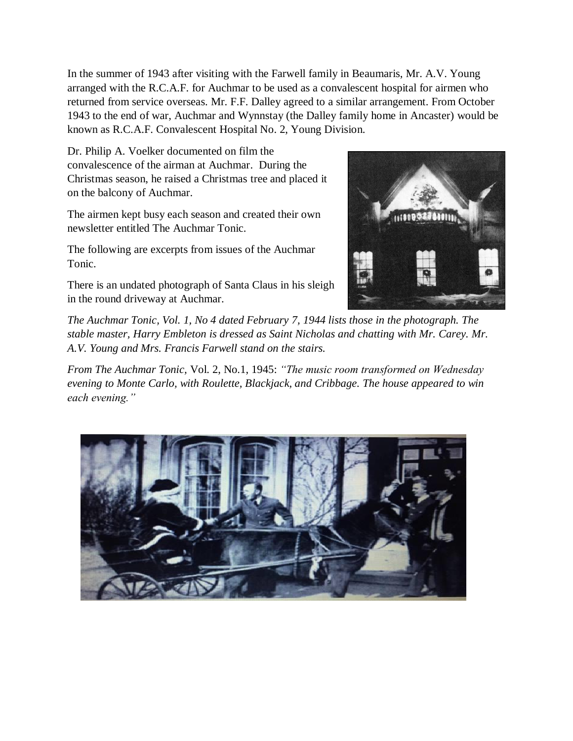In the summer of 1943 after visiting with the Farwell family in Beaumaris, Mr. A.V. Young arranged with the R.C.A.F. for Auchmar to be used as a convalescent hospital for airmen who returned from service overseas. Mr. F.F. Dalley agreed to a similar arrangement. From October 1943 to the end of war, Auchmar and Wynnstay (the Dalley family home in Ancaster) would be known as R.C.A.F. Convalescent Hospital No. 2, Young Division.

Dr. Philip A. Voelker documented on film the convalescence of the airman at Auchmar. During the Christmas season, he raised a Christmas tree and placed it on the balcony of Auchmar.

The airmen kept busy each season and created their own newsletter entitled The Auchmar Tonic.

The following are excerpts from issues of the Auchmar Tonic.

There is an undated photograph of Santa Claus in his sleigh in the round driveway at Auchmar.

*The Auchmar Tonic, Vol. 1, No 4 dated February 7, 1944 lists those in the photograph. The stable master, Harry Embleton is dressed as Saint Nicholas and chatting with Mr. Carey. Mr. A.V. Young and Mrs. Francis Farwell stand on the stairs.*

*From The Auchmar Tonic*, Vol. 2, No.1, 1945: *"The music room transformed on Wednesday evening to Monte Carlo, with Roulette, Blackjack, and Cribbage. The house appeared to win each evening."*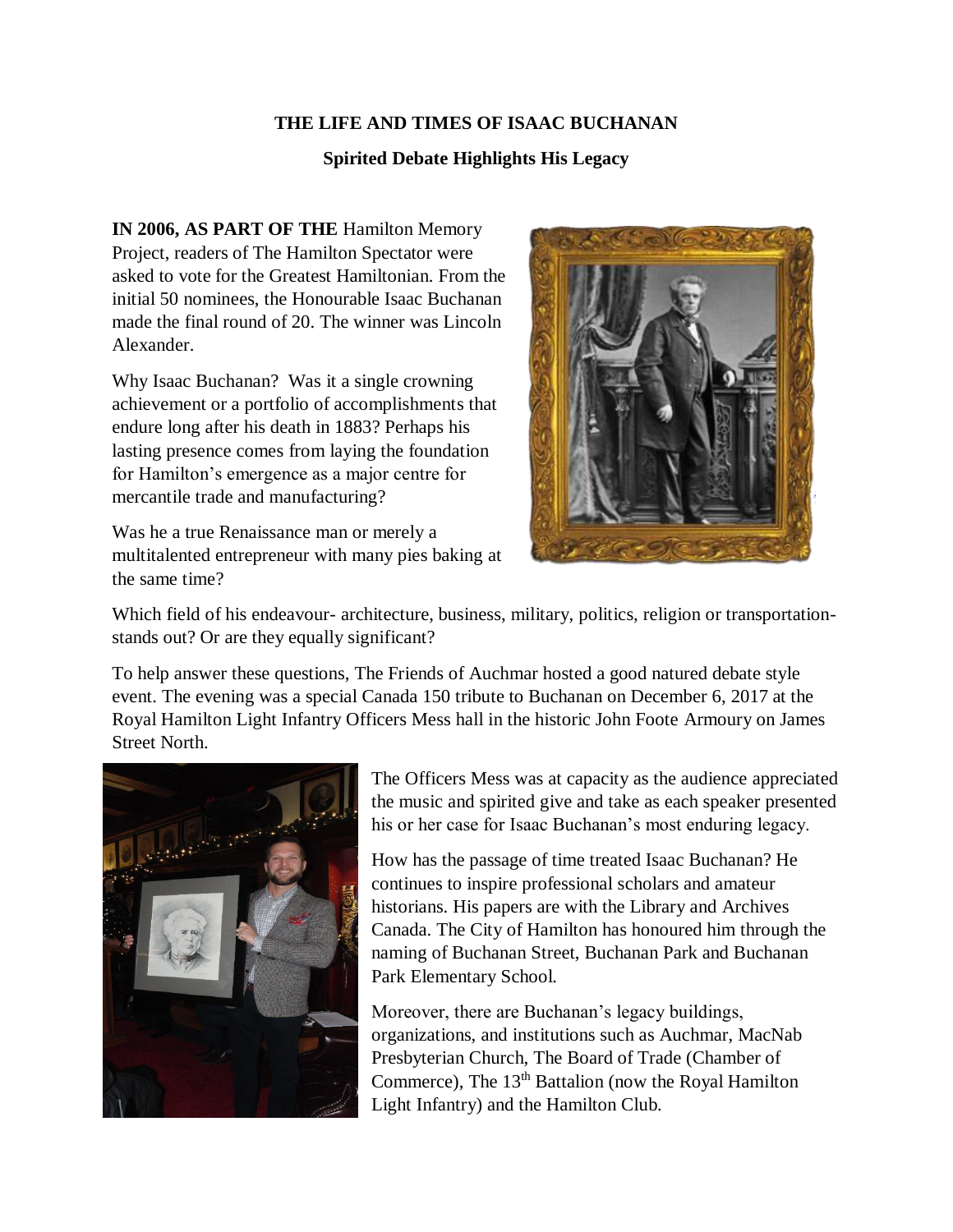**THE LIFE AND TIMES OF ISAAC BUCHANAN**

**Spirited Debate Highlights His Legacy**

**IN 2006, AS PART OF THE** Hamilton Memory Project, readers of The Hamilton Spectator were asked to vote for the Greatest Hamiltonian. From the initial 50 nominees, the Honourable Isaac Buchanan made the final round of 20. The winner was Lincoln Alexander.

Why Isaac Buchanan? Was it a single crowning achievement or a portfolio of accomplishments that endure long after his death in 1883? Perhaps his lasting presence comes from laying the foundation for Hamilton's emergence as a major centre for mercantile trade and manufacturing?

Was he a true Renaissance man or merely a multitalented entrepreneur with many pies baking at the same time?

Which field of his endeavour- architecture, business, military, politics, religion or transportation- stands out? Or are they equally significant?

To help answer these questions, The Friends of Auchmar hosted a good natured debate style event. The evening was a special Canada 150 tribute to Buchanan on December 6, 2017 at the Royal Hamilton Light Infantry Officers Mess hall in the historic John Foote Armoury on James Street North.

The Officers Mess was at capacity as the audience appreciated the music and spirited give and take as each speaker presented his or her case for Isaac Buchanan's most enduring legacy.

How has the passage of time treated Isaac Buchanan? He continues to inspire professional scholars and amateur historians. His papers are with the Library and Archives Canada. The City of Hamilton has honoured him through the naming of Buchanan Street, Buchanan Park and Buchanan Park Elementary School.

Moreover, there are Buchanan's legacy buildings, organizations, and institutions such as Auchmar, MacNab Presbyterian Church, The Board of Trade (Chamber of Commerce), The 13th Battalion (now the Royal Hamilton Light Infantry) and the Hamilton Club.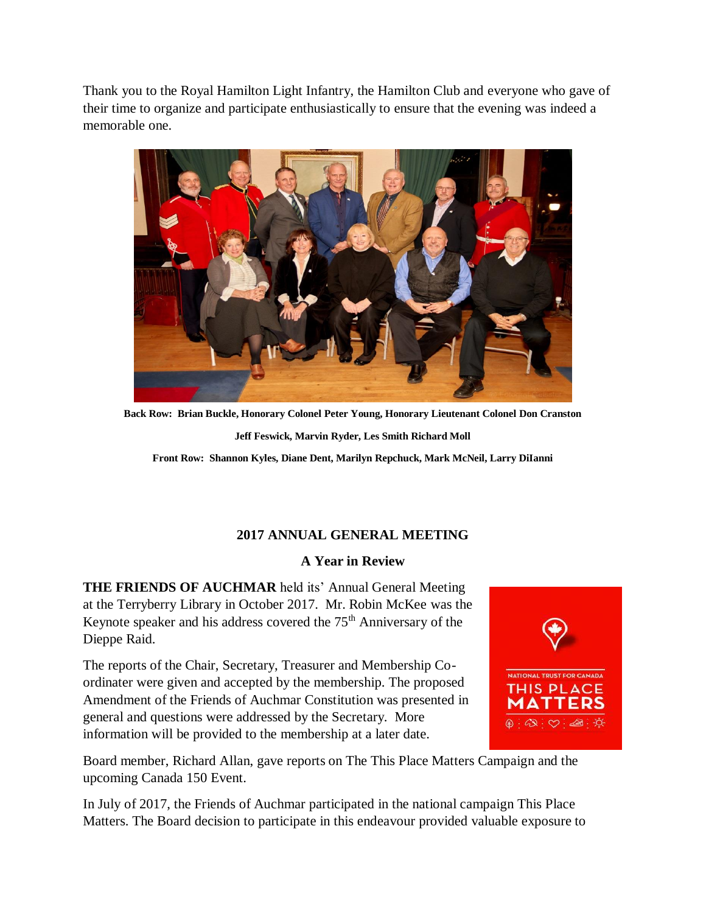Thank you to the Royal Hamilton Light Infantry, the Hamilton Club and everyone who gave of their time to organize and participate enthusiastically to ensure that the evening was indeed a memorable one.

**Back Row: Brian Buckle, Honorary Colonel Peter Young, Honorary Lieutenant Colonel Don Cranston**

**Jeff Feswick, Marvin Ryder, Les Smith Richard Moll**

**Front Row: Shannon Kyles, Diane Dent, Marilyn Repchuck, Mark McNeil, Larry DiIanni**

## 2017 ANNUAL GENERAL MEETING

### A Year in Review

**THE FRIENDS OF AUCHMAR** held its' Annual General Meeting at the Terryberry Library in October 2017. Mr. Robin McKee was the Keynote speaker and his address covered the 75th Anniversary of the Dieppe Raid.

The reports of the Chair, Secretary, Treasurer and Membership Co-ordinater were given and accepted by the membership. The proposed Amendment of the Friends of Auchmar Constitution was presented in general and questions were addressed by the Secretary. More information will be provided to the membership at a later date.

NATIONAL TRUST FOR CANADA
THIS PLACE MATTERS

Board member, Richard Allan, gave reports on The This Place Matters Campaign and the upcoming Canada 150 Event.

In July of 2017, the Friends of Auchmar participated in the national campaign This Place Matters. The Board decision to participate in this endeavour provided valuable exposure to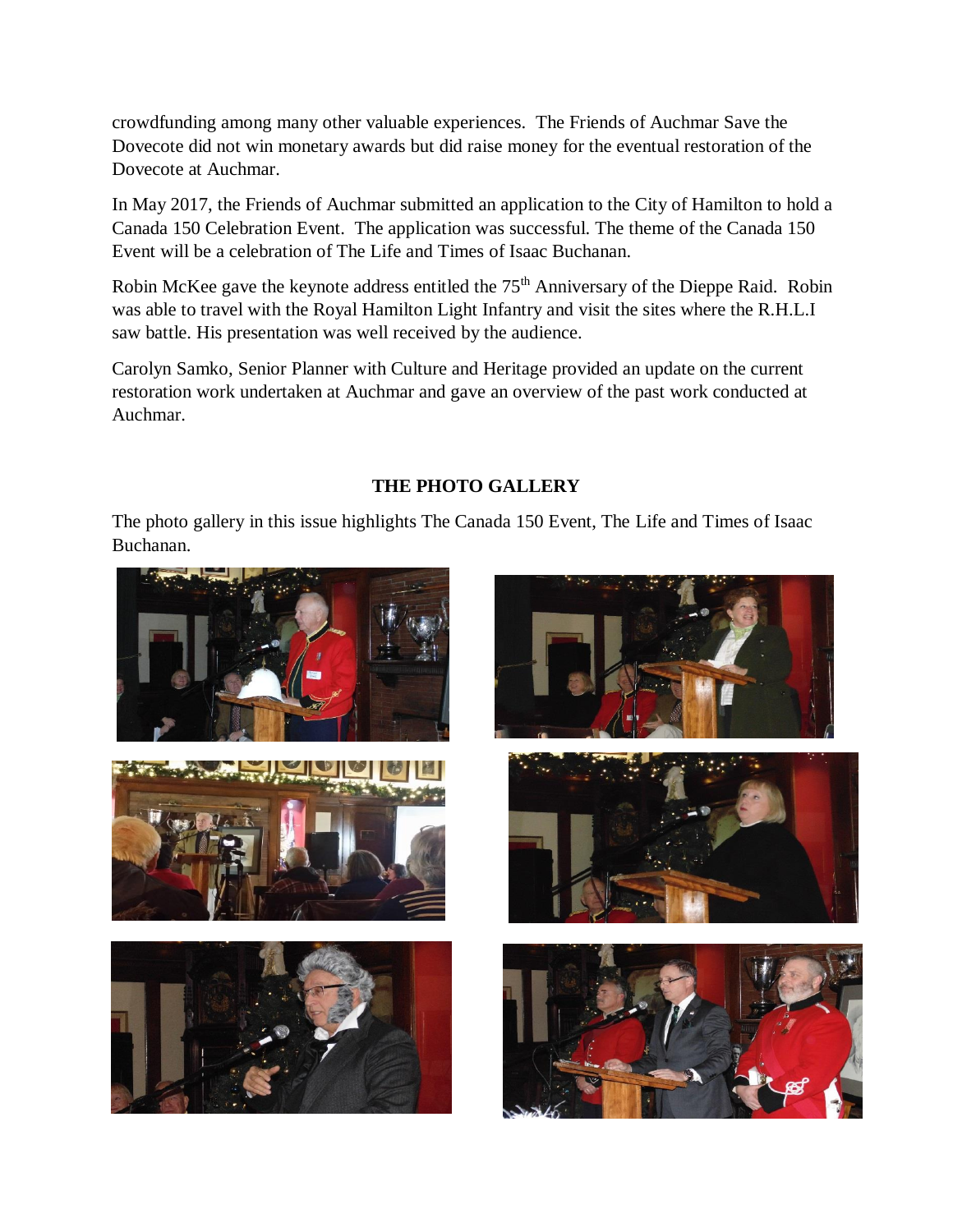crowdfunding among many other valuable experiences. The Friends of Auchmar Save the Dovecote did not win monetary awards but did raise money for the eventual restoration of the Dovecote at Auchmar.

In May 2017, the Friends of Auchmar submitted an application to the City of Hamilton to hold a Canada 150 Celebration Event. The application was successful. The theme of the Canada 150 Event will be a celebration of The Life and Times of Isaac Buchanan.

Robin McKee gave the keynote address entitled the 75th Anniversary of the Dieppe Raid. Robin was able to travel with the Royal Hamilton Light Infantry and visit the sites where the R.H.L.I saw battle. His presentation was well received by the audience.

Carolyn Samko, Senior Planner with Culture and Heritage provided an update on the current restoration work undertaken at Auchmar and gave an overview of the past work conducted at Auchmar.

## THE PHOTO GALLERY

The photo gallery in this issue highlights The Canada 150 Event, The Life and Times of Isaac Buchanan.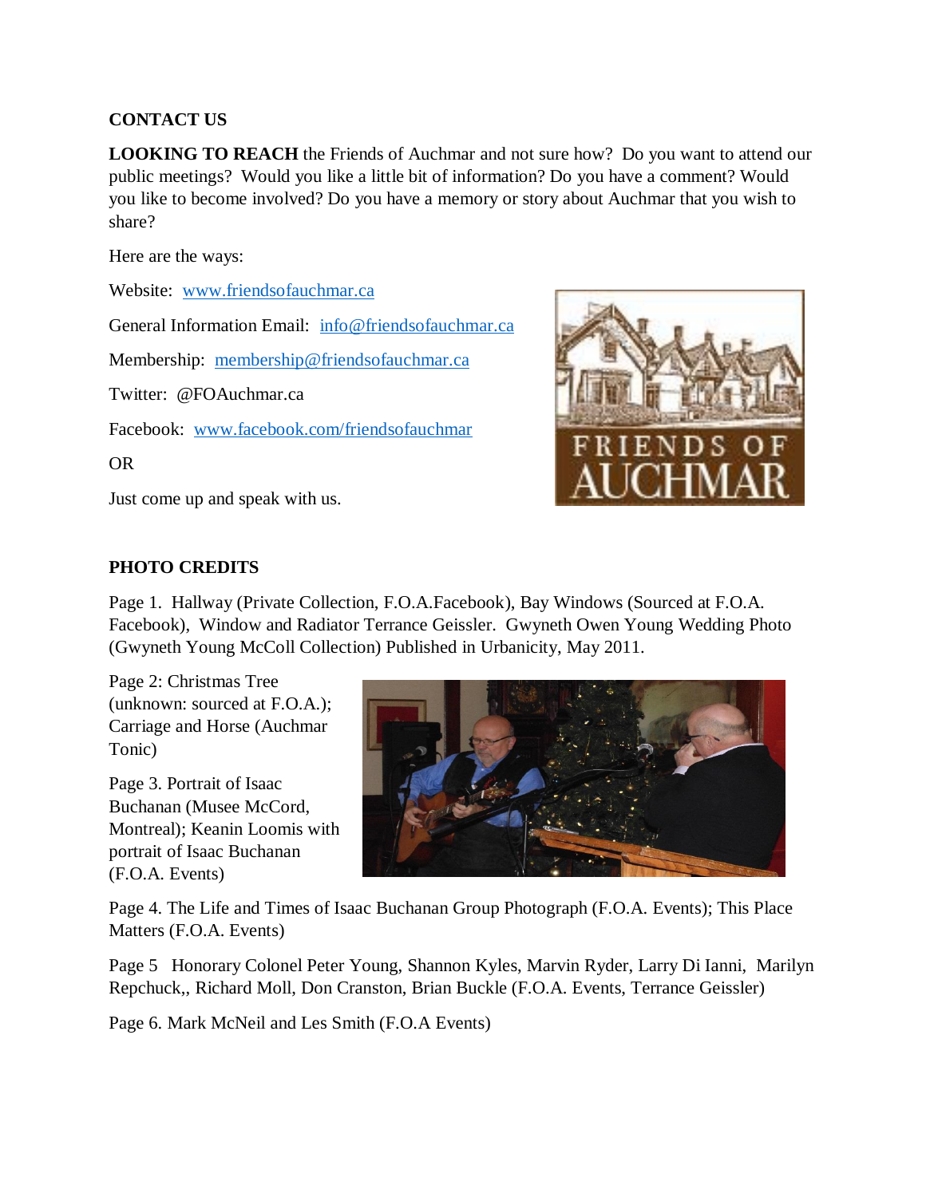**CONTACT US**

**LOOKING TO REACH** the Friends of Auchmar and not sure how? Do you want to attend our public meetings? Would you like a little bit of information? Do you have a comment? Would you like to become involved? Do you have a memory or story about Auchmar that you wish to share?

Here are the ways:

Website: [www.friendsofauchmar.ca](http://www.friendsofauchmar.ca)

General Information Email: [info@friendsofauchmar.ca](mailto:info@friendsofauchmar.ca)

Membership: [membership@friendsofauchmar.ca](mailto:membership@friendsofauchmar.ca)

Twitter: @FOAuchmar.ca

Facebook: [www.facebook.com/friendsofauchmar](http://www.facebook.com/friendsofauchmar)

OR

Just come up and speak with us.

**PHOTO CREDITS**

Page 1. Hallway (Private Collection, F.O.A.Facebook), Bay Windows (Sourced at F.O.A. Facebook), Window and Radiator Terrance Geissler. Gwyneth Owen Young Wedding Photo (Gwyneth Young McColl Collection) Published in Urbanicity, May 2011.

Page 2: Christmas Tree (unknown: sourced at F.O.A.); Carriage and Horse (Auchmar Tonic)

Page 3. Portrait of Isaac Buchanan (Musee McCord, Montreal); Keanin Loomis with portrait of Isaac Buchanan (F.O.A. Events)

Page 4. The Life and Times of Isaac Buchanan Group Photograph (F.O.A. Events); This Place Matters (F.O.A. Events)

Page 5 Honorary Colonel Peter Young, Shannon Kyles, Marvin Ryder, Larry Di Ianni, Marilyn Repchuck,, Richard Moll, Don Cranston, Brian Buckle (F.O.A. Events, Terrance Geissler)

Page 6. Mark McNeil and Les Smith (F.O.A Events)